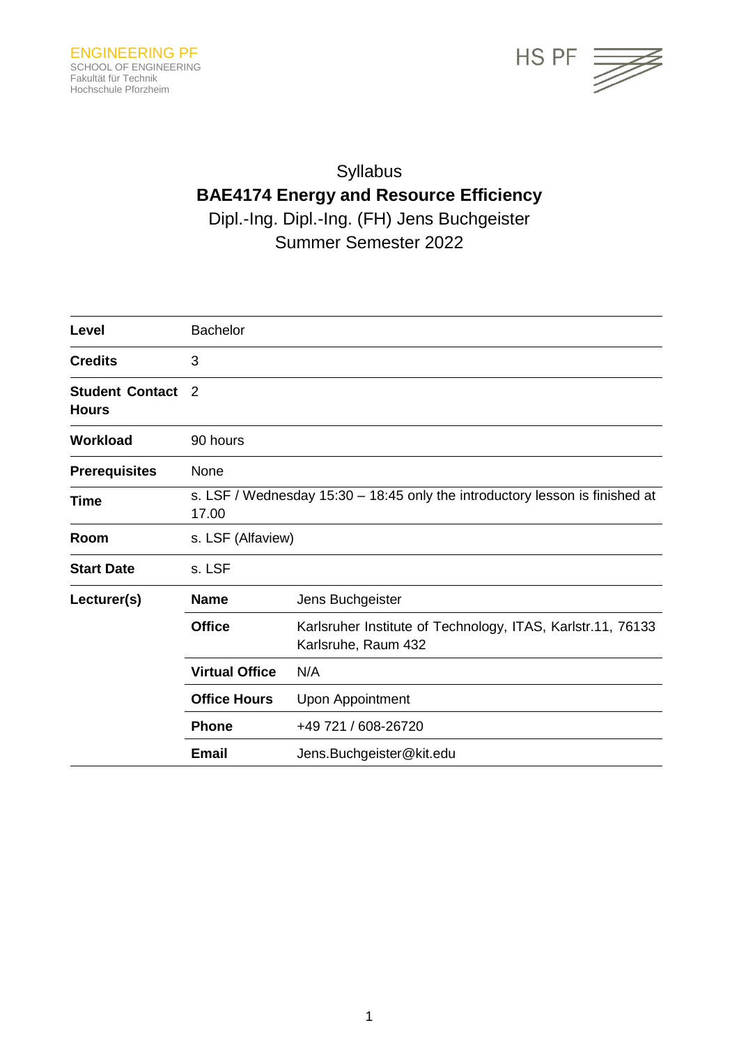ENGINEERING PF
SCHOOL OF ENGINEERING
Fakultät für Technik
Hochschule Pforzheim

HS PF

# Syllabus

## BAE4174 Energy and Resource Efficiency

Dipl.-Ing. Dipl.-Ing. (FH) Jens Buchgeister

Summer Semester 2022

| | | |
|---|---|---|
| **Level** | Bachelor | |
| **Credits** | 3 | |
| **Student Contact Hours** | 2 | |
| **Workload** | 90 hours | |
| **Prerequisites** | None | |
| **Time** | s. LSF / Wednesday 15:30 – 18:45 only the introductory lesson is finished at 17.00 | |
| **Room** | s. LSF (Alfaview) | |
| **Start Date** | s. LSF | |
| **Lecturer(s)** | **Name** | Jens Buchgeister |
| | **Office** | Karlsruher Institute of Technology, ITAS, Karlstr.11, 76133 Karlsruhe, Raum 432 |
| | **Virtual Office** | N/A |
| | **Office Hours** | Upon Appointment |
| | **Phone** | +49 721 / 608-26720 |
| | **Email** | Jens.Buchgeister@kit.edu |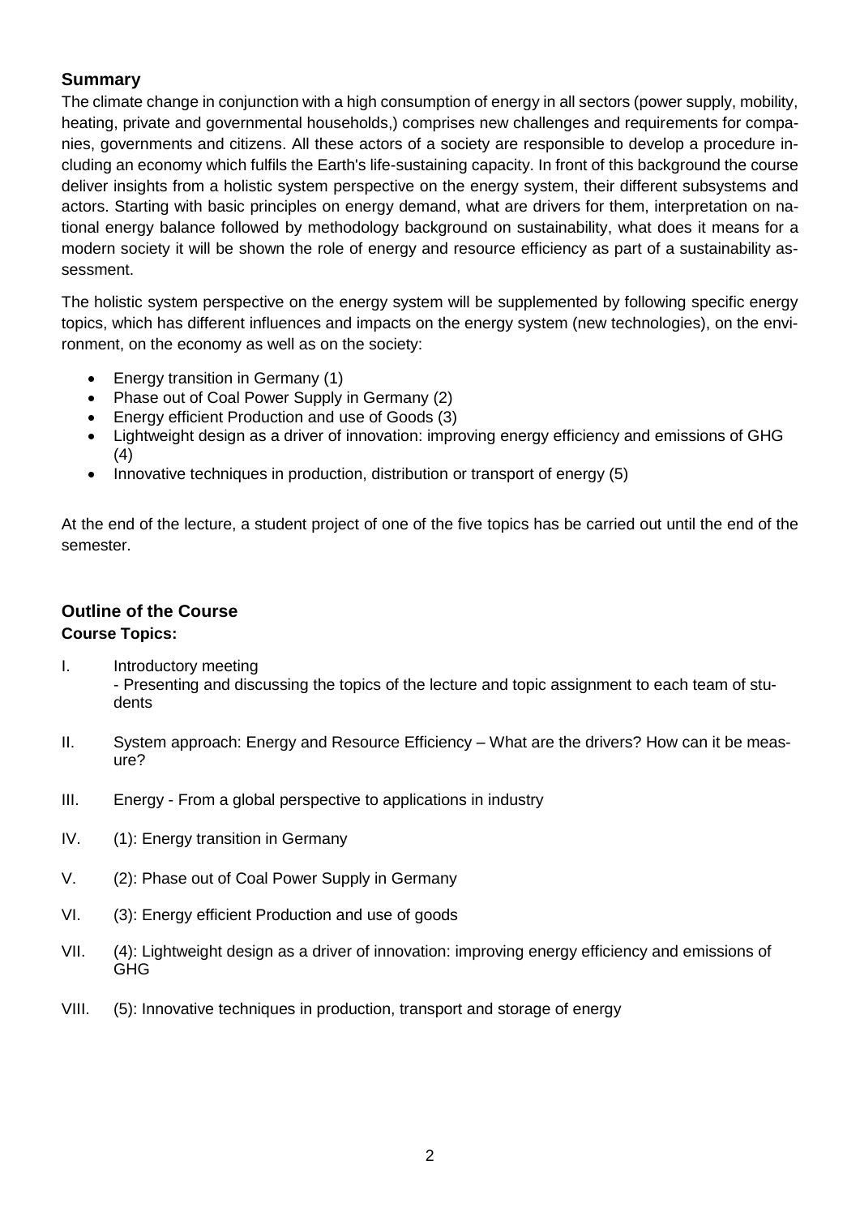## Summary

The climate change in conjunction with a high consumption of energy in all sectors (power supply, mobility, heating, private and governmental households,) comprises new challenges and requirements for companies, governments and citizens. All these actors of a society are responsible to develop a procedure including an economy which fulfils the Earth's life-sustaining capacity. In front of this background the course deliver insights from a holistic system perspective on the energy system, their different subsystems and actors. Starting with basic principles on energy demand, what are drivers for them, interpretation on national energy balance followed by methodology background on sustainability, what does it means for a modern society it will be shown the role of energy and resource efficiency as part of a sustainability assessment.

The holistic system perspective on the energy system will be supplemented by following specific energy topics, which has different influences and impacts on the energy system (new technologies), on the environment, on the economy as well as on the society:

- Energy transition in Germany (1)
- Phase out of Coal Power Supply in Germany (2)
- Energy efficient Production and use of Goods (3)
- Lightweight design as a driver of innovation: improving energy efficiency and emissions of GHG (4)
- Innovative techniques in production, distribution or transport of energy (5)

At the end of the lecture, a student project of one of the five topics has be carried out until the end of the semester.

## Outline of the Course

**Course Topics:**

I. Introductory meeting
 - Presenting and discussing the topics of the lecture and topic assignment to each team of students

II. System approach: Energy and Resource Efficiency – What are the drivers? How can it be measure?

III. Energy - From a global perspective to applications in industry

IV. (1): Energy transition in Germany

V. (2): Phase out of Coal Power Supply in Germany

VI. (3): Energy efficient Production and use of goods

VII. (4): Lightweight design as a driver of innovation: improving energy efficiency and emissions of GHG

VIII. (5): Innovative techniques in production, transport and storage of energy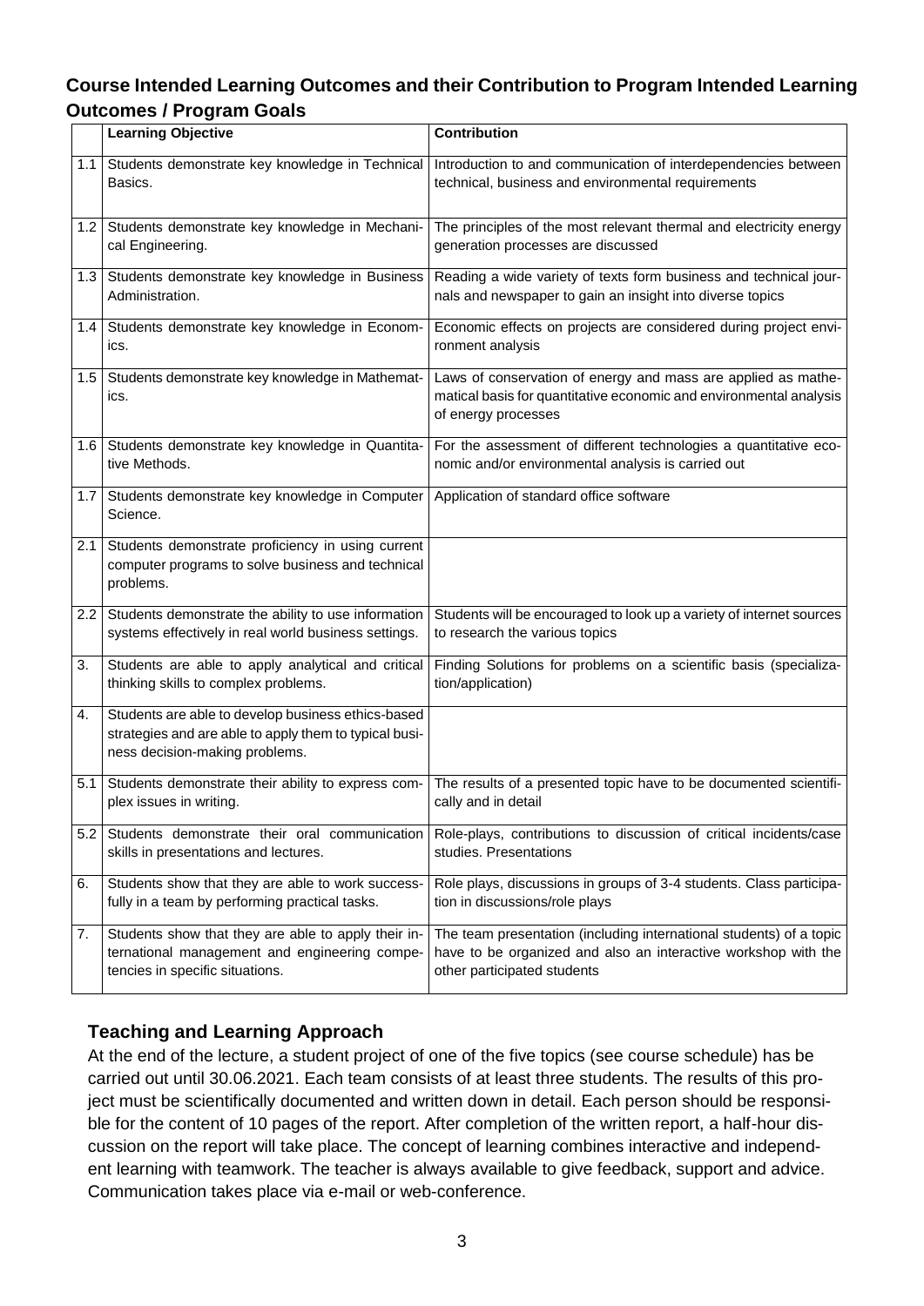### Course Intended Learning Outcomes and their Contribution to Program Intended Learning Outcomes / Program Goals

| | Learning Objective | Contribution |
|---|---|---|
| 1.1 | Students demonstrate key knowledge in Technical Basics. | Introduction to and communication of interdependencies between technical, business and environmental requirements |
| 1.2 | Students demonstrate key knowledge in Mechanical Engineering. | The principles of the most relevant thermal and electricity energy generation processes are discussed |
| 1.3 | Students demonstrate key knowledge in Business Administration. | Reading a wide variety of texts form business and technical journals and newspaper to gain an insight into diverse topics |
| 1.4 | Students demonstrate key knowledge in Economics. | Economic effects on projects are considered during project environment analysis |
| 1.5 | Students demonstrate key knowledge in Mathematics. | Laws of conservation of energy and mass are applied as mathematical basis for quantitative economic and environmental analysis of energy processes |
| 1.6 | Students demonstrate key knowledge in Quantitative Methods. | For the assessment of different technologies a quantitative economic and/or environmental analysis is carried out |
| 1.7 | Students demonstrate key knowledge in Computer Science. | Application of standard office software |
| 2.1 | Students demonstrate proficiency in using current computer programs to solve business and technical problems. | |
| 2.2 | Students demonstrate the ability to use information systems effectively in real world business settings. | Students will be encouraged to look up a variety of internet sources to research the various topics |
| 3. | Students are able to apply analytical and critical thinking skills to complex problems. | Finding Solutions for problems on a scientific basis (specialization/application) |
| 4. | Students are able to develop business ethics-based strategies and are able to apply them to typical business decision-making problems. | |
| 5.1 | Students demonstrate their ability to express complex issues in writing. | The results of a presented topic have to be documented scientifically and in detail |
| 5.2 | Students demonstrate their oral communication skills in presentations and lectures. | Role-plays, contributions to discussion of critical incidents/case studies. Presentations |
| 6. | Students show that they are able to work successfully in a team by performing practical tasks. | Role plays, discussions in groups of 3-4 students. Class participation in discussions/role plays |
| 7. | Students show that they are able to apply their international management and engineering competencies in specific situations. | The team presentation (including international students) of a topic have to be organized and also an interactive workshop with the other participated students |

### Teaching and Learning Approach

At the end of the lecture, a student project of one of the five topics (see course schedule) has be carried out until 30.06.2021. Each team consists of at least three students. The results of this project must be scientifically documented and written down in detail. Each person should be responsible for the content of 10 pages of the report. After completion of the written report, a half-hour discussion on the report will take place. The concept of learning combines interactive and independent learning with teamwork. The teacher is always available to give feedback, support and advice. Communication takes place via e-mail or web-conference.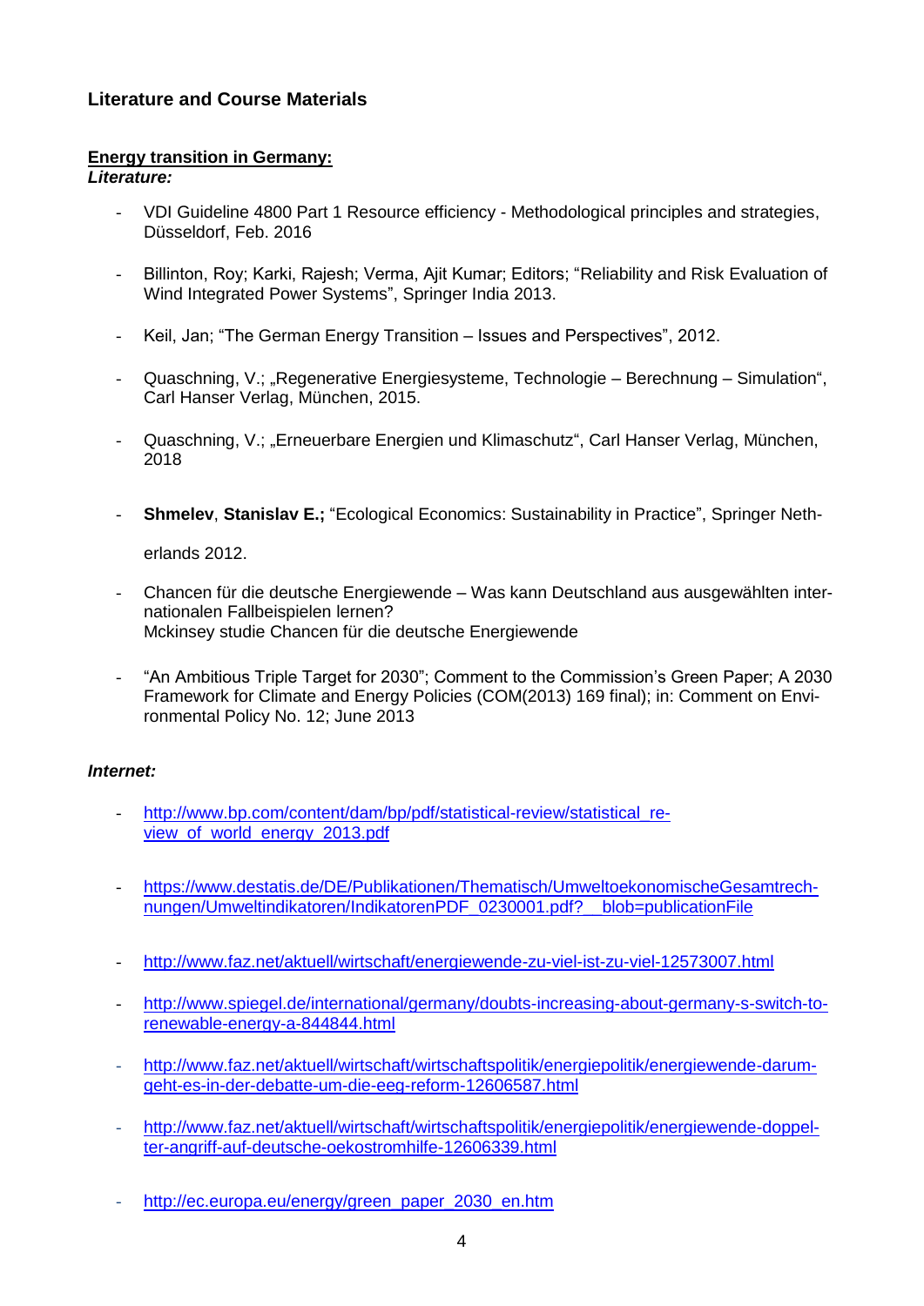## Literature and Course Materials

**Energy transition in Germany:**

***Literature:***

- VDI Guideline 4800 Part 1 Resource efficiency - Methodological principles and strategies, Düsseldorf, Feb. 2016
- Billinton, Roy; Karki, Rajesh; Verma, Ajit Kumar; Editors; "Reliability and Risk Evaluation of Wind Integrated Power Systems", Springer India 2013.
- Keil, Jan; "The German Energy Transition – Issues and Perspectives", 2012.
- Quaschning, V.; „Regenerative Energiesysteme, Technologie – Berechnung – Simulation", Carl Hanser Verlag, München, 2015.
- Quaschning, V.; „Erneuerbare Energien und Klimaschutz", Carl Hanser Verlag, München, 2018
- **Shmelev**, **Stanislav E.;** "Ecological Economics: Sustainability in Practice", Springer Netherlands 2012.
- Chancen für die deutsche Energiewende – Was kann Deutschland aus ausgewählten internationalen Fallbeispielen lernen?
  Mckinsey studie Chancen für die deutsche Energiewende
- "An Ambitious Triple Target for 2030"; Comment to the Commission's Green Paper; A 2030 Framework for Climate and Energy Policies (COM(2013) 169 final); in: Comment on Environmental Policy No. 12; June 2013

***Internet:***

- http://www.bp.com/content/dam/bp/pdf/statistical-review/statistical_review_of_world_energy_2013.pdf
- https://www.destatis.de/DE/Publikationen/Thematisch/UmweltoekonomischeGesamtrechnungen/Umweltindikatoren/IndikatorenPDF_0230001.pdf?__blob=publicationFile
- http://www.faz.net/aktuell/wirtschaft/energiewende-zu-viel-ist-zu-viel-12573007.html
- http://www.spiegel.de/international/germany/doubts-increasing-about-germany-s-switch-to-renewable-energy-a-844844.html
- http://www.faz.net/aktuell/wirtschaft/wirtschaftspolitik/energiepolitik/energiewende-darum-geht-es-in-der-debatte-um-die-eeg-reform-12606587.html
- http://www.faz.net/aktuell/wirtschaft/wirtschaftspolitik/energiepolitik/energiewende-doppelter-angriff-auf-deutsche-oekostromhilfe-12606339.html
- http://ec.europa.eu/energy/green_paper_2030_en.htm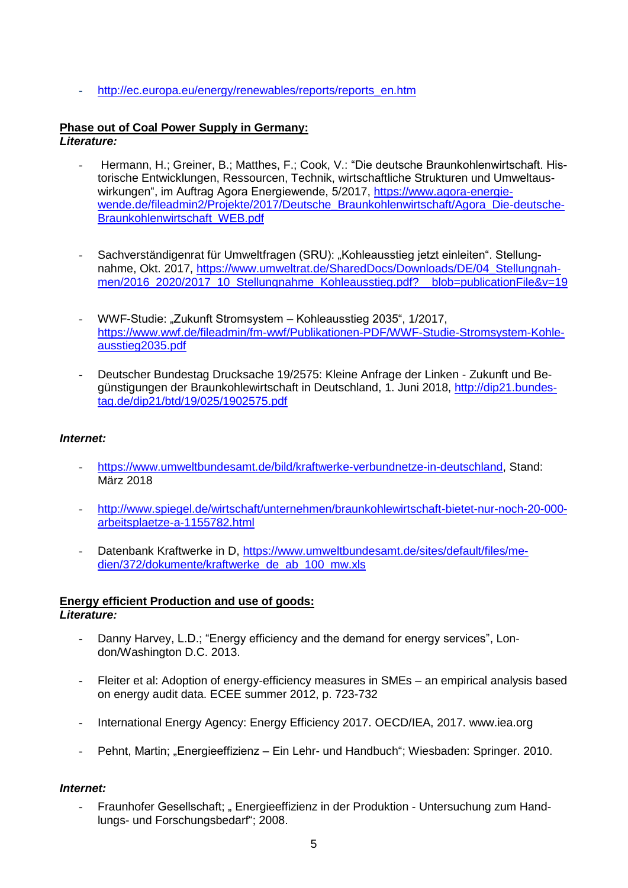- http://ec.europa.eu/energy/renewables/reports/reports_en.htm

**Phase out of Coal Power Supply in Germany:**
***Literature:***

- Hermann, H.; Greiner, B.; Matthes, F.; Cook, V.: "Die deutsche Braunkohlenwirtschaft. Historische Entwicklungen, Ressourcen, Technik, wirtschaftliche Strukturen und Umweltauswirkungen", im Auftrag Agora Energiewende, 5/2017, https://www.agora-energiewende.de/fileadmin2/Projekte/2017/Deutsche_Braunkohlenwirtschaft/Agora_Die-deutsche-Braunkohlenwirtschaft_WEB.pdf

- Sachverständigenrat für Umweltfragen (SRU): „Kohleausstieg jetzt einleiten". Stellungnahme, Okt. 2017, https://www.umweltrat.de/SharedDocs/Downloads/DE/04_Stellungnahmen/2016_2020/2017_10_Stellungnahme_Kohleausstieg.pdf?__blob=publicationFile&v=19

- WWF-Studie: „Zukunft Stromsystem – Kohleausstieg 2035", 1/2017, https://www.wwf.de/fileadmin/fm-wwf/Publikationen-PDF/WWF-Studie-Stromsystem-Kohleausstieg2035.pdf

- Deutscher Bundestag Drucksache 19/2575: Kleine Anfrage der Linken - Zukunft und Begünstigungen der Braunkohlewirtschaft in Deutschland, 1. Juni 2018, http://dip21.bundestag.de/dip21/btd/19/025/1902575.pdf

***Internet:***

- https://www.umweltbundesamt.de/bild/kraftwerke-verbundnetze-in-deutschland, Stand: März 2018

- http://www.spiegel.de/wirtschaft/unternehmen/braunkohlewirtschaft-bietet-nur-noch-20-000-arbeitsplaetze-a-1155782.html

- Datenbank Kraftwerke in D, https://www.umweltbundesamt.de/sites/default/files/medien/372/dokumente/kraftwerke_de_ab_100_mw.xls

**Energy efficient Production and use of goods:**
***Literature:***

- Danny Harvey, L.D.; "Energy efficiency and the demand for energy services", London/Washington D.C. 2013.

- Fleiter et al: Adoption of energy-efficiency measures in SMEs – an empirical analysis based on energy audit data. ECEE summer 2012, p. 723-732

- International Energy Agency: Energy Efficiency 2017. OECD/IEA, 2017. www.iea.org

- Pehnt, Martin; „Energieeffizienz – Ein Lehr- und Handbuch"; Wiesbaden: Springer. 2010.

***Internet:***

- Fraunhofer Gesellschaft; „ Energieeffizienz in der Produktion - Untersuchung zum Handlungs- und Forschungsbedarf"; 2008.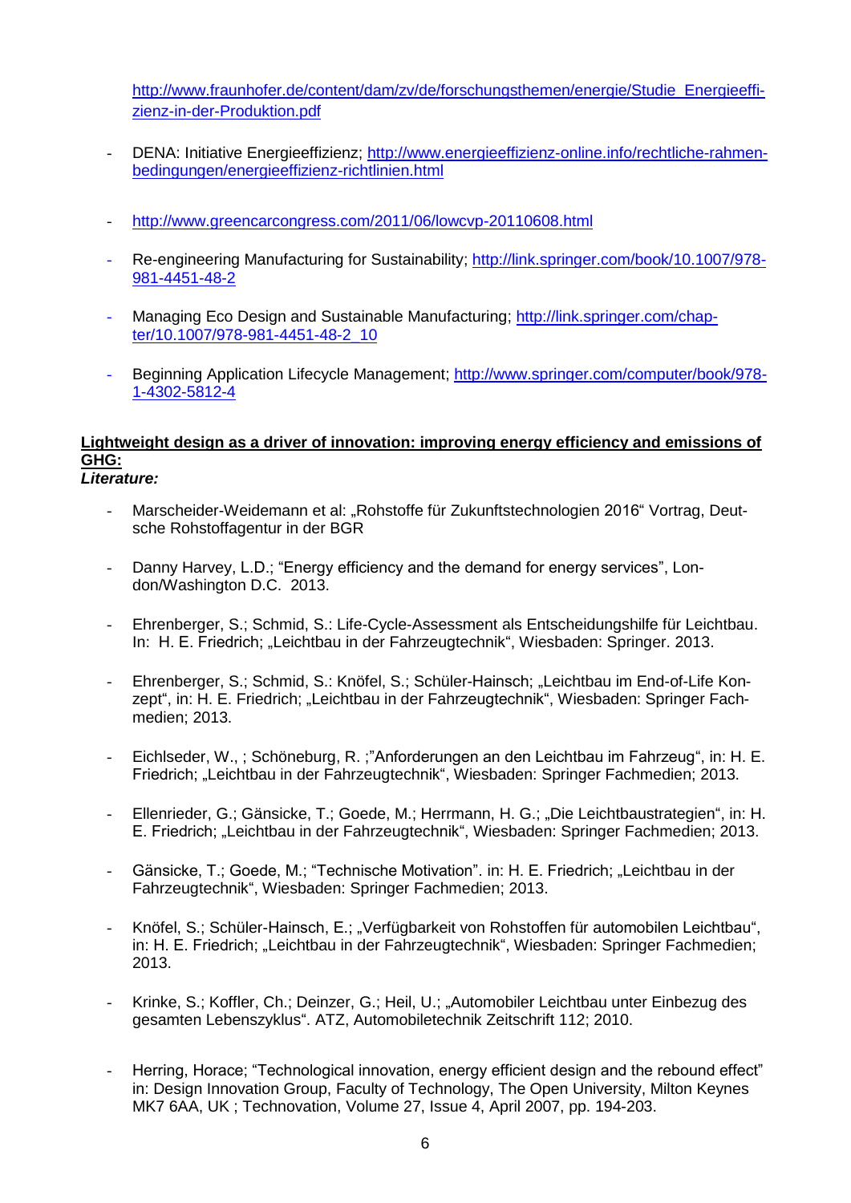http://www.fraunhofer.de/content/dam/zv/de/forschungsthemen/energie/Studie_Energieeffizienz-in-der-Produktion.pdf

- DENA: Initiative Energieeffizienz; http://www.energieeffizienz-online.info/rechtliche-rahmenbedingungen/energieeffizienz-richtlinien.html

- http://www.greencarcongress.com/2011/06/lowcvp-20110608.html

- Re-engineering Manufacturing for Sustainability; http://link.springer.com/book/10.1007/978-981-4451-48-2

- Managing Eco Design and Sustainable Manufacturing; http://link.springer.com/chapter/10.1007/978-981-4451-48-2_10

- Beginning Application Lifecycle Management; http://www.springer.com/computer/book/978-1-4302-5812-4

**<u>Lightweight design as a driver of innovation: improving energy efficiency and emissions of GHG:</u>**

***Literature:***

- Marscheider-Weidemann et al: „Rohstoffe für Zukunftstechnologien 2016" Vortrag, Deutsche Rohstoffagentur in der BGR

- Danny Harvey, L.D.; "Energy efficiency and the demand for energy services", London/Washington D.C. 2013.

- Ehrenberger, S.; Schmid, S.: Life-Cycle-Assessment als Entscheidungshilfe für Leichtbau. In: H. E. Friedrich; „Leichtbau in der Fahrzeugtechnik", Wiesbaden: Springer. 2013.

- Ehrenberger, S.; Schmid, S.: Knöfel, S.; Schüler-Hainsch; „Leichtbau im End-of-Life Konzept", in: H. E. Friedrich; „Leichtbau in der Fahrzeugtechnik", Wiesbaden: Springer Fachmedien; 2013.

- Eichlseder, W., ; Schöneburg, R. ;"Anforderungen an den Leichtbau im Fahrzeug", in: H. E. Friedrich; „Leichtbau in der Fahrzeugtechnik", Wiesbaden: Springer Fachmedien; 2013.

- Ellenrieder, G.; Gänsicke, T.; Goede, M.; Herrmann, H. G.; „Die Leichtbaustrategien", in: H. E. Friedrich; „Leichtbau in der Fahrzeugtechnik", Wiesbaden: Springer Fachmedien; 2013.

- Gänsicke, T.; Goede, M.; "Technische Motivation". in: H. E. Friedrich; „Leichtbau in der Fahrzeugtechnik", Wiesbaden: Springer Fachmedien; 2013.

- Knöfel, S.; Schüler-Hainsch, E.; „Verfügbarkeit von Rohstoffen für automobilen Leichtbau", in: H. E. Friedrich; „Leichtbau in der Fahrzeugtechnik", Wiesbaden: Springer Fachmedien; 2013.

- Krinke, S.; Koffler, Ch.; Deinzer, G.; Heil, U.; „Automobiler Leichtbau unter Einbezug des gesamten Lebenszyklus". ATZ, Automobiletechnik Zeitschrift 112; 2010.

- Herring, Horace; "Technological innovation, energy efficient design and the rebound effect" in: Design Innovation Group, Faculty of Technology, The Open University, Milton Keynes MK7 6AA, UK ; Technovation, Volume 27, Issue 4, April 2007, pp. 194-203.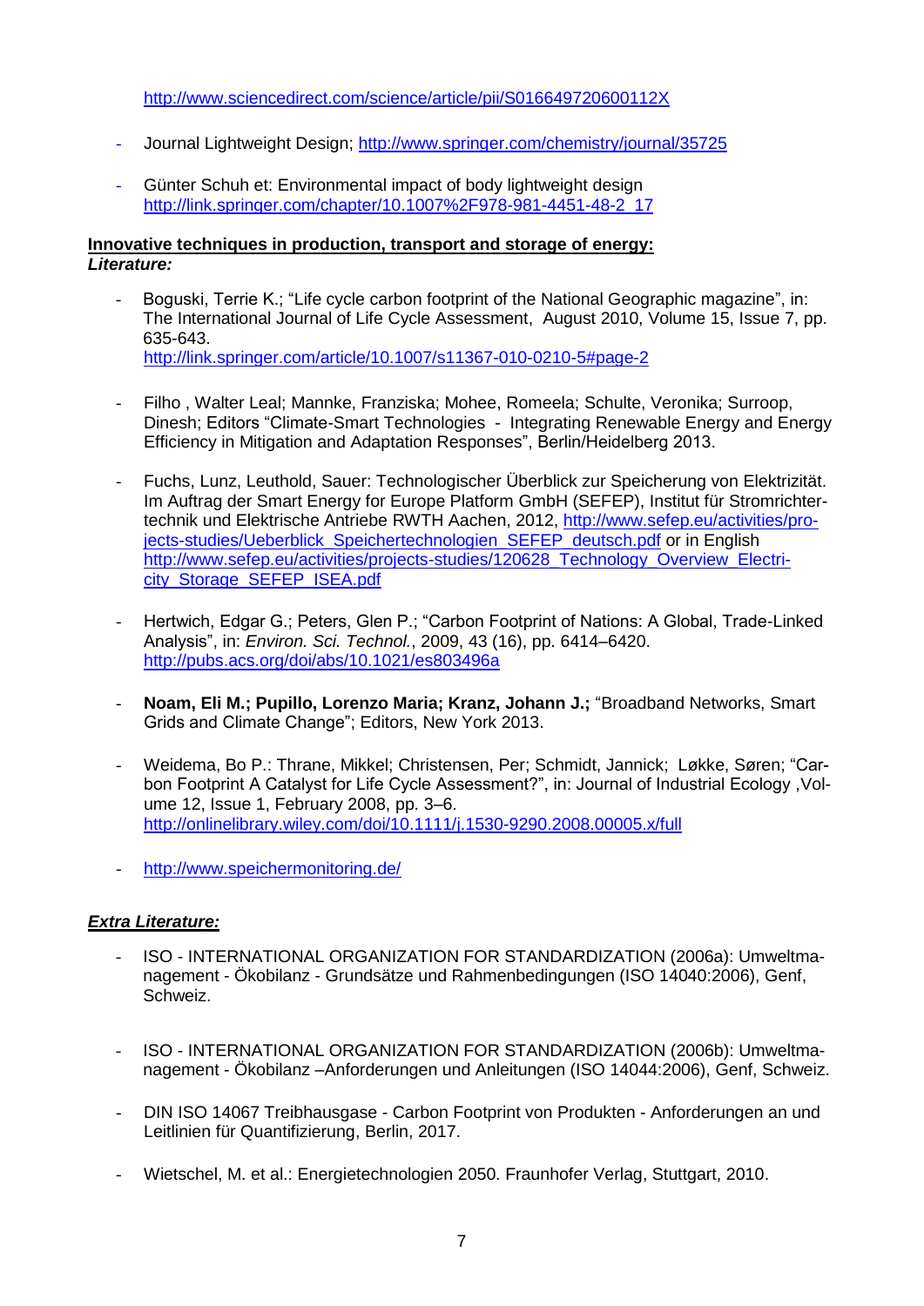http://www.sciencedirect.com/science/article/pii/S016649720600112X

- Journal Lightweight Design; http://www.springer.com/chemistry/journal/35725

- Günter Schuh et: Environmental impact of body lightweight design http://link.springer.com/chapter/10.1007%2F978-981-4451-48-2_17

**Innovative techniques in production, transport and storage of energy:**
***Literature:***

- Boguski, Terrie K.; "Life cycle carbon footprint of the National Geographic magazine", in: The International Journal of Life Cycle Assessment, August 2010, Volume 15, Issue 7, pp. 635-643.
http://link.springer.com/article/10.1007/s11367-010-0210-5#page-2

- Filho , Walter Leal; Mannke, Franziska; Mohee, Romeela; Schulte, Veronika; Surroop, Dinesh; Editors "Climate-Smart Technologies - Integrating Renewable Energy and Energy Efficiency in Mitigation and Adaptation Responses", Berlin/Heidelberg 2013.

- Fuchs, Lunz, Leuthold, Sauer: Technologischer Überblick zur Speicherung von Elektrizität. Im Auftrag der Smart Energy for Europe Platform GmbH (SEFEP), Institut für Stromrichtertechnik und Elektrische Antriebe RWTH Aachen, 2012, http://www.sefep.eu/activities/projects-studies/Ueberblick_Speichertechnologien_SEFEP_deutsch.pdf or in English http://www.sefep.eu/activities/projects-studies/120628_Technology_Overview_Electricity_Storage_SEFEP_ISEA.pdf

- Hertwich, Edgar G.; Peters, Glen P.; "Carbon Footprint of Nations: A Global, Trade-Linked Analysis", in: *Environ. Sci. Technol.*, 2009, 43 (16), pp. 6414–6420.
http://pubs.acs.org/doi/abs/10.1021/es803496a

- **Noam, Eli M.; Pupillo, Lorenzo Maria; Kranz, Johann J.;** "Broadband Networks, Smart Grids and Climate Change"; Editors, New York 2013.

- Weidema, Bo P.: Thrane, Mikkel; Christensen, Per; Schmidt, Jannick; Løkke, Søren; "Carbon Footprint A Catalyst for Life Cycle Assessment?", in: Journal of Industrial Ecology ,Volume 12, Issue 1, February 2008, pp. 3–6.
http://onlinelibrary.wiley.com/doi/10.1111/j.1530-9290.2008.00005.x/full

- http://www.speichermonitoring.de/

***Extra Literature:***

- ISO - INTERNATIONAL ORGANIZATION FOR STANDARDIZATION (2006a): Umweltmanagement - Ökobilanz - Grundsätze und Rahmenbedingungen (ISO 14040:2006), Genf, Schweiz.

- ISO - INTERNATIONAL ORGANIZATION FOR STANDARDIZATION (2006b): Umweltmanagement - Ökobilanz –Anforderungen und Anleitungen (ISO 14044:2006), Genf, Schweiz.

- DIN ISO 14067 Treibhausgase - Carbon Footprint von Produkten - Anforderungen an und Leitlinien für Quantifizierung, Berlin, 2017.

- Wietschel, M. et al.: Energietechnologien 2050. Fraunhofer Verlag, Stuttgart, 2010.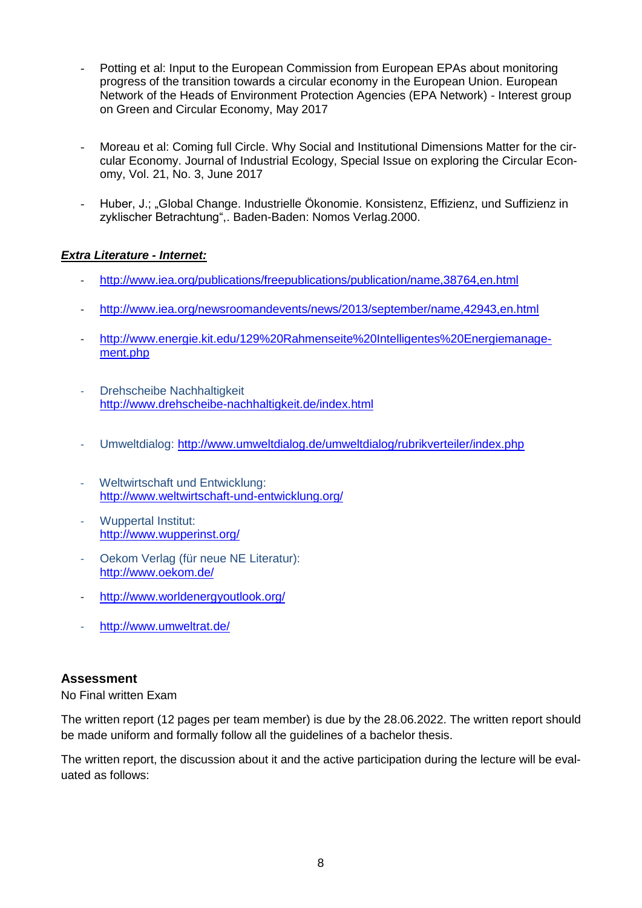- Potting et al: Input to the European Commission from European EPAs about monitoring progress of the transition towards a circular economy in the European Union. European Network of the Heads of Environment Protection Agencies (EPA Network) - Interest group on Green and Circular Economy, May 2017

- Moreau et al: Coming full Circle. Why Social and Institutional Dimensions Matter for the circular Economy. Journal of Industrial Ecology, Special Issue on exploring the Circular Economy, Vol. 21, No. 3, June 2017

- Huber, J.; „Global Change. Industrielle Ökonomie. Konsistenz, Effizienz, und Suffizienz in zyklischer Betrachtung",. Baden-Baden: Nomos Verlag.2000.

***Extra Literature - Internet:***

- http://www.iea.org/publications/freepublications/publication/name,38764,en.html

- http://www.iea.org/newsroomandevents/news/2013/september/name,42943,en.html

- http://www.energie.kit.edu/129%20Rahmenseite%20Intelligentes%20Energiemanagement.php

- Drehscheibe Nachhaltigkeit
  http://www.drehscheibe-nachhaltigkeit.de/index.html

- Umweltdialog: http://www.umweltdialog.de/umweltdialog/rubrikverteiler/index.php

- Weltwirtschaft und Entwicklung:
  http://www.weltwirtschaft-und-entwicklung.org/

- Wuppertal Institut:
  http://www.wupperinst.org/

- Oekom Verlag (für neue NE Literatur):
  http://www.oekom.de/

- http://www.worldenergyoutlook.org/

- http://www.umweltrat.de/

### Assessment

No Final written Exam

The written report (12 pages per team member) is due by the 28.06.2022. The written report should be made uniform and formally follow all the guidelines of a bachelor thesis.

The written report, the discussion about it and the active participation during the lecture will be evaluated as follows: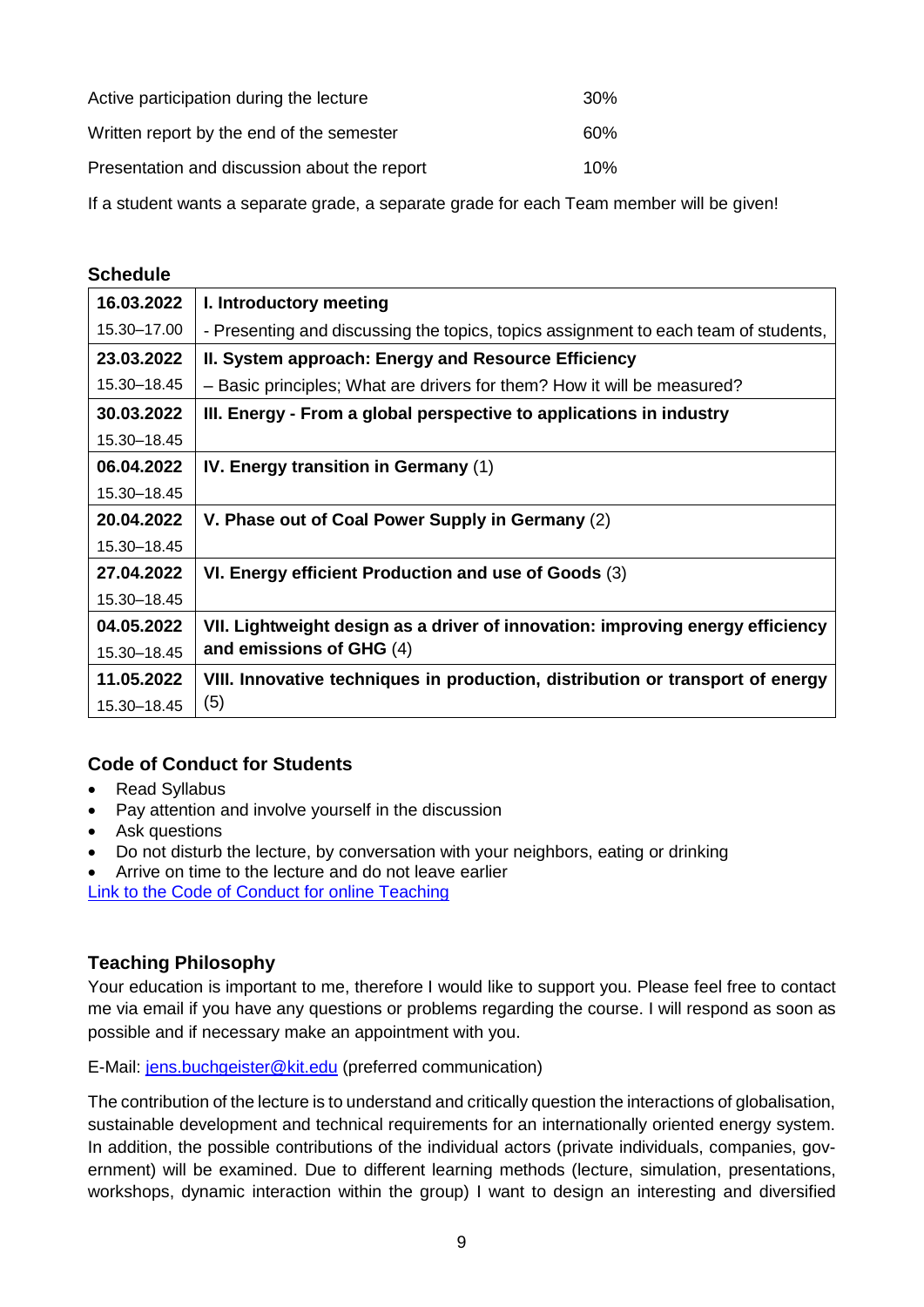| | |
|---|---|
| Active participation during the lecture | 30% |
| Written report by the end of the semester | 60% |
| Presentation and discussion about the report | 10% |

If a student wants a separate grade, a separate grade for each Team member will be given!

### Schedule

| | |
|---|---|
| **16.03.2022** 15.30–17.00 | **I. Introductory meeting** - Presenting and discussing the topics, topics assignment to each team of students, |
| **23.03.2022** 15.30–18.45 | **II. System approach: Energy and Resource Efficiency** – Basic principles; What are drivers for them? How it will be measured? |
| **30.03.2022** 15.30–18.45 | **III. Energy - From a global perspective to applications in industry** |
| **06.04.2022** 15.30–18.45 | **IV. Energy transition in Germany** (1) |
| **20.04.2022** 15.30–18.45 | **V. Phase out of Coal Power Supply in Germany** (2) |
| **27.04.2022** 15.30–18.45 | **VI. Energy efficient Production and use of Goods** (3) |
| **04.05.2022** 15.30–18.45 | **VII. Lightweight design as a driver of innovation: improving energy efficiency and emissions of GHG** (4) |
| **11.05.2022** 15.30–18.45 | **VIII. Innovative techniques in production, distribution or transport of energy** (5) |

### Code of Conduct for Students

- Read Syllabus
- Pay attention and involve yourself in the discussion
- Ask questions
- Do not disturb the lecture, by conversation with your neighbors, eating or drinking
- Arrive on time to the lecture and do not leave earlier

Link to the Code of Conduct for online Teaching

### Teaching Philosophy

Your education is important to me, therefore I would like to support you. Please feel free to contact me via email if you have any questions or problems regarding the course. I will respond as soon as possible and if necessary make an appointment with you.

E-Mail: jens.buchgeister@kit.edu (preferred communication)

The contribution of the lecture is to understand and critically question the interactions of globalisation, sustainable development and technical requirements for an internationally oriented energy system. In addition, the possible contributions of the individual actors (private individuals, companies, government) will be examined. Due to different learning methods (lecture, simulation, presentations, workshops, dynamic interaction within the group) I want to design an interesting and diversified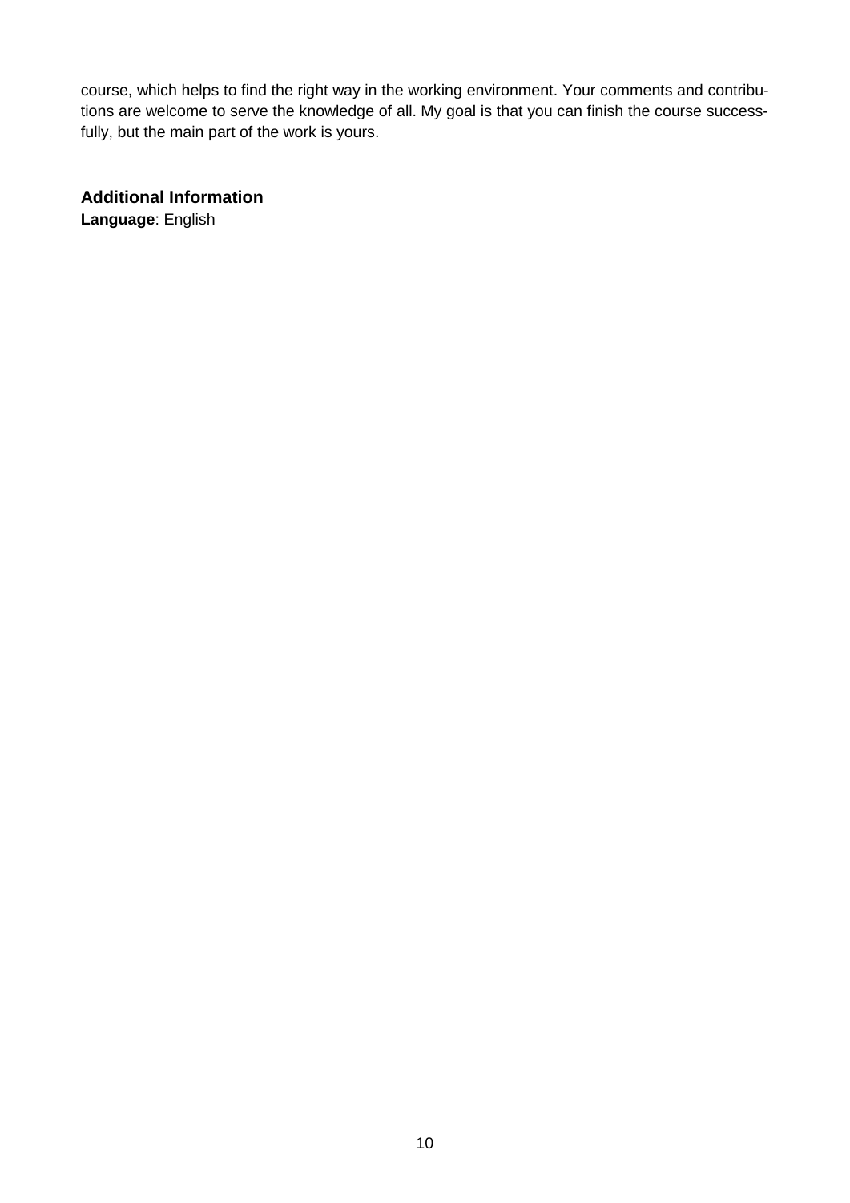course, which helps to find the right way in the working environment. Your comments and contributions are welcome to serve the knowledge of all. My goal is that you can finish the course successfully, but the main part of the work is yours.

## Additional Information

**Language**: English